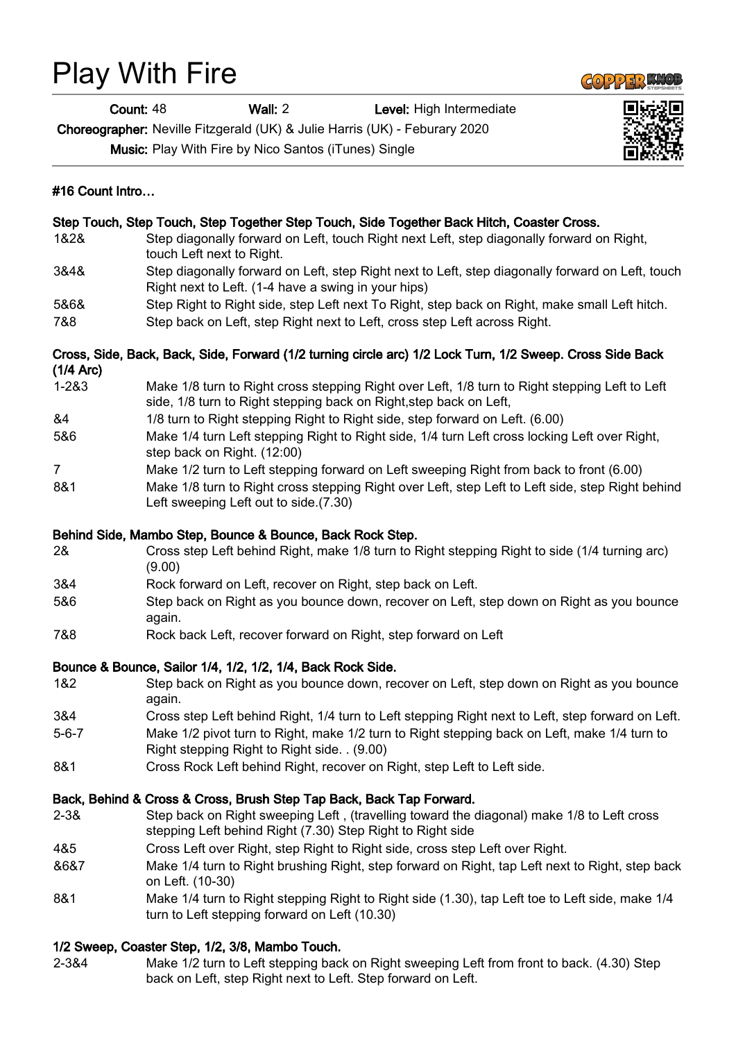# Play With Fire

**Count:** 48 **Wall:** 2 **Level:** High Intermediate

**Choreographer:** Neville Fitzgerald (UK) & Julie Harris (UK) - Feburary 2020

**Music:** Play With Fire by Nico Santos (iTunes) Single

**#16 Count Intro…**

**Step Touch, Step Touch, Step Together Step Touch, Side Together Back Hitch, Coaster Cross.**

| | |
|---|---|
| 1&2& | Step diagonally forward on Left, touch Right next Left, step diagonally forward on Right, touch Left next to Right. |
| 3&4& | Step diagonally forward on Left, step Right next to Left, step diagonally forward on Left, touch Right next to Left. (1-4 have a swing in your hips) |
| 5&6& | Step Right to Right side, step Left next To Right, step back on Right, make small Left hitch. |
| 7&8 | Step back on Left, step Right next to Left, cross step Left across Right. |

**Cross, Side, Back, Back, Side, Forward (1/2 turning circle arc) 1/2 Lock Turn, 1/2 Sweep. Cross Side Back (1/4 Arc)**

| | |
|---|---|
| 1-2&3 | Make 1/8 turn to Right cross stepping Right over Left, 1/8 turn to Right stepping Left to Left side, 1/8 turn to Right stepping back on Right,step back on Left, |
| &4 | 1/8 turn to Right stepping Right to Right side, step forward on Left. (6.00) |
| 5&6 | Make 1/4 turn Left stepping Right to Right side, 1/4 turn Left cross locking Left over Right, step back on Right. (12:00) |
| 7 | Make 1/2 turn to Left stepping forward on Left sweeping Right from back to front (6.00) |
| 8&1 | Make 1/8 turn to Right cross stepping Right over Left, step Left to Left side, step Right behind Left sweeping Left out to side.(7.30) |

**Behind Side, Mambo Step, Bounce & Bounce, Back Rock Step.**

| | |
|---|---|
| 2& | Cross step Left behind Right, make 1/8 turn to Right stepping Right to side (1/4 turning arc) (9.00) |
| 3&4 | Rock forward on Left, recover on Right, step back on Left. |
| 5&6 | Step back on Right as you bounce down, recover on Left, step down on Right as you bounce again. |
| 7&8 | Rock back Left, recover forward on Right, step forward on Left |

**Bounce & Bounce, Sailor 1/4, 1/2, 1/2, 1/4, Back Rock Side.**

| | |
|---|---|
| 1&2 | Step back on Right as you bounce down, recover on Left, step down on Right as you bounce again. |
| 3&4 | Cross step Left behind Right, 1/4 turn to Left stepping Right next to Left, step forward on Left. |
| 5-6-7 | Make 1/2 pivot turn to Right, make 1/2 turn to Right stepping back on Left, make 1/4 turn to Right stepping Right to Right side. . (9.00) |
| 8&1 | Cross Rock Left behind Right, recover on Right, step Left to Left side. |

**Back, Behind & Cross & Cross, Brush Step Tap Back, Back Tap Forward.**

| | |
|---|---|
| 2-3& | Step back on Right sweeping Left , (travelling toward the diagonal) make 1/8 to Left cross stepping Left behind Right (7.30) Step Right to Right side |
| 4&5 | Cross Left over Right, step Right to Right side, cross step Left over Right. |
| &6&7 | Make 1/4 turn to Right brushing Right, step forward on Right, tap Left next to Right, step back on Left. (10-30) |
| 8&1 | Make 1/4 turn to Right stepping Right to Right side (1.30), tap Left toe to Left side, make 1/4 turn to Left stepping forward on Left (10.30) |

**1/2 Sweep, Coaster Step, 1/2, 3/8, Mambo Touch.**

| | |
|---|---|
| 2-3&4 | Make 1/2 turn to Left stepping back on Right sweeping Left from front to back. (4.30) Step back on Left, step Right next to Left. Step forward on Left. |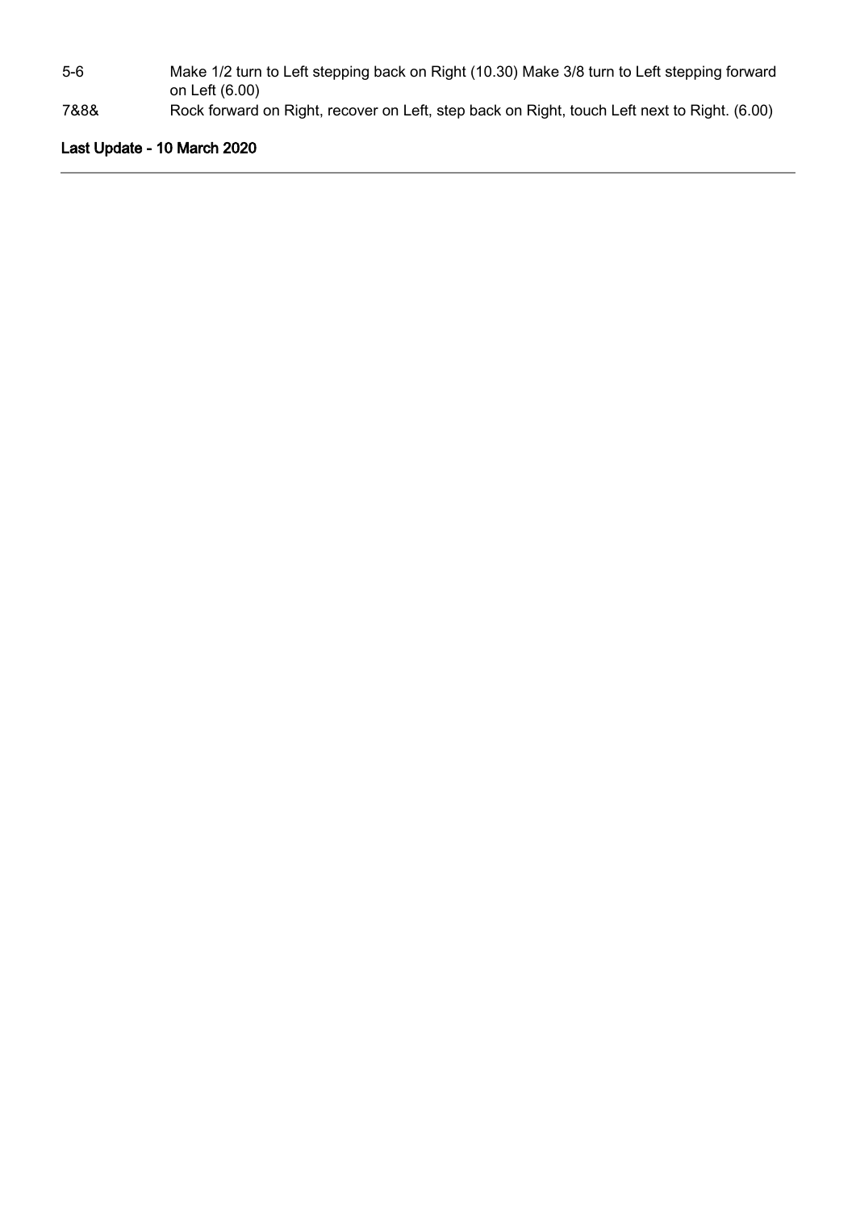| | |
|---|---|
| 5-6 | Make 1/2 turn to Left stepping back on Right (10.30) Make 3/8 turn to Left stepping forward on Left (6.00) |
| 7&8& | Rock forward on Right, recover on Left, step back on Right, touch Left next to Right. (6.00) |

**Last Update - 10 March 2020**

---